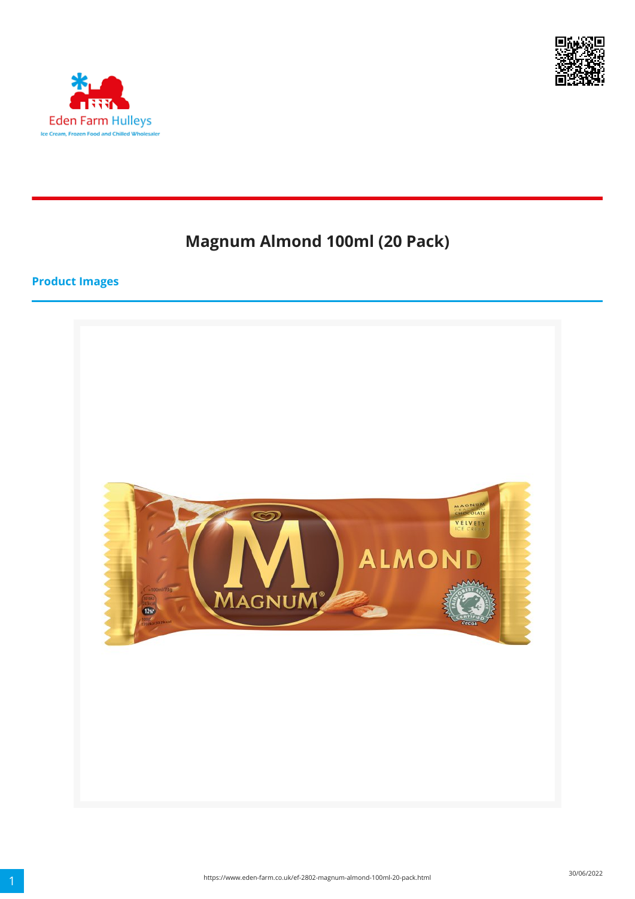# Magnum Almond 100ml (20 Pack)

## Product Images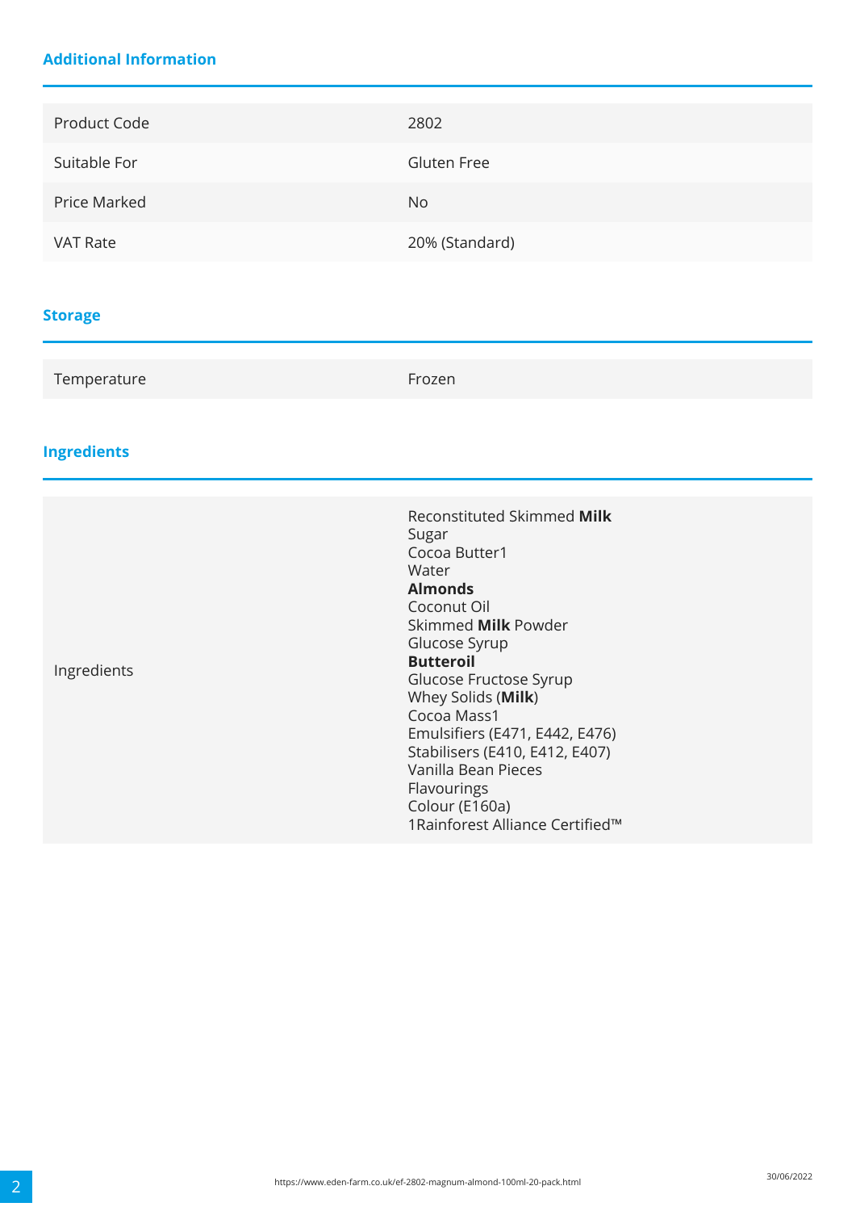## Additional Information

| | |
|---|---|
| Product Code | 2802 |
| Suitable For | Gluten Free |
| Price Marked | No |
| VAT Rate | 20% (Standard) |

## Storage

| | |
|---|---|
| Temperature | Frozen |

## Ingredients

| | |
|---|---|
| Ingredients | Reconstituted Skimmed **Milk**<br>Sugar<br>Cocoa Butter1<br>Water<br>**Almonds**<br>Coconut Oil<br>Skimmed **Milk** Powder<br>Glucose Syrup<br>**Butteroil**<br>Glucose Fructose Syrup<br>Whey Solids (**Milk**)<br>Cocoa Mass1<br>Emulsifiers (E471, E442, E476)<br>Stabilisers (E410, E412, E407)<br>Vanilla Bean Pieces<br>Flavourings<br>Colour (E160a)<br>1Rainforest Alliance Certified™ |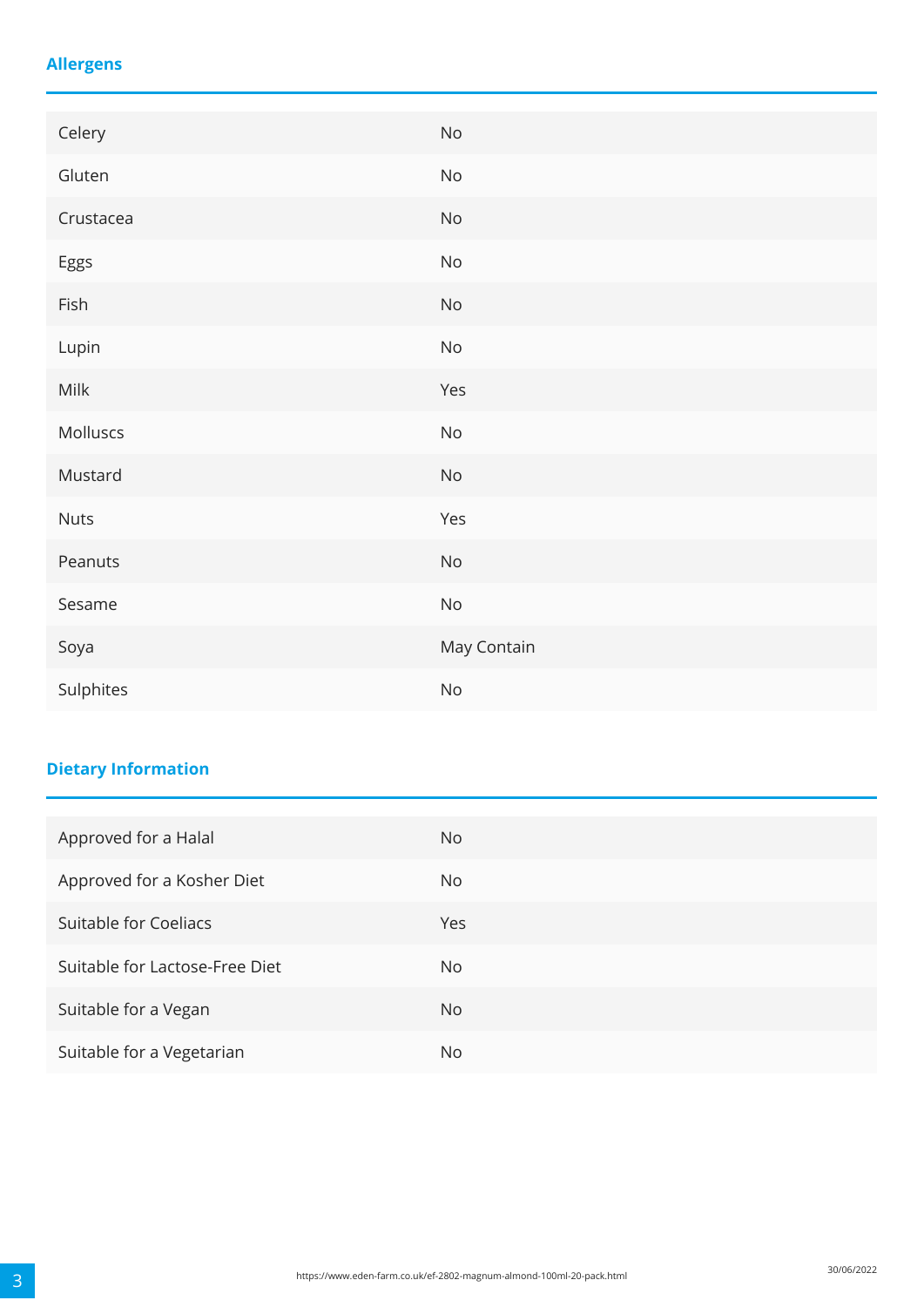## Allergens

| | |
|---|---|
| Celery | No |
| Gluten | No |
| Crustacea | No |
| Eggs | No |
| Fish | No |
| Lupin | No |
| Milk | Yes |
| Molluscs | No |
| Mustard | No |
| Nuts | Yes |
| Peanuts | No |
| Sesame | No |
| Soya | May Contain |
| Sulphites | No |

## Dietary Information

| | |
|---|---|
| Approved for a Halal | No |
| Approved for a Kosher Diet | No |
| Suitable for Coeliacs | Yes |
| Suitable for Lactose-Free Diet | No |
| Suitable for a Vegan | No |
| Suitable for a Vegetarian | No |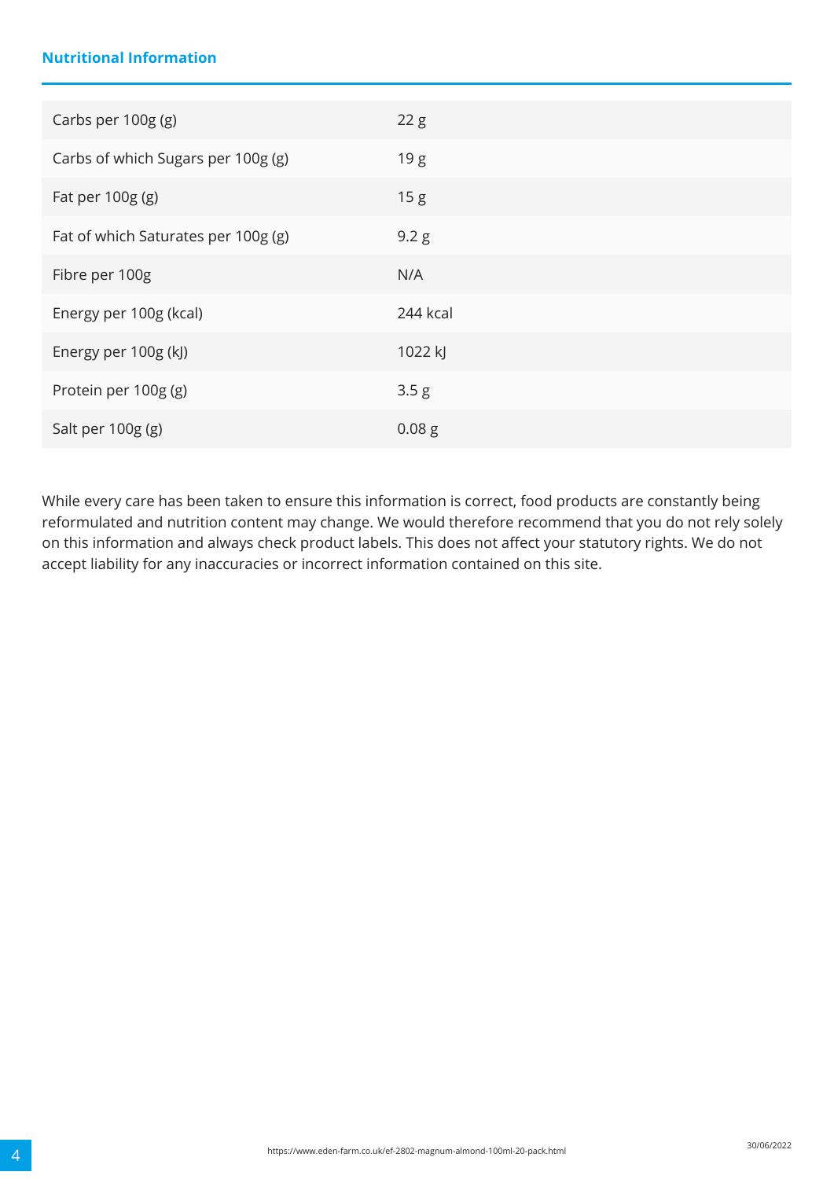## Nutritional Information

| | |
|---|---|
| Carbs per 100g (g) | 22 g |
| Carbs of which Sugars per 100g (g) | 19 g |
| Fat per 100g (g) | 15 g |
| Fat of which Saturates per 100g (g) | 9.2 g |
| Fibre per 100g | N/A |
| Energy per 100g (kcal) | 244 kcal |
| Energy per 100g (kJ) | 1022 kJ |
| Protein per 100g (g) | 3.5 g |
| Salt per 100g (g) | 0.08 g |

While every care has been taken to ensure this information is correct, food products are constantly being reformulated and nutrition content may change. We would therefore recommend that you do not rely solely on this information and always check product labels. This does not affect your statutory rights. We do not accept liability for any inaccuracies or incorrect information contained on this site.